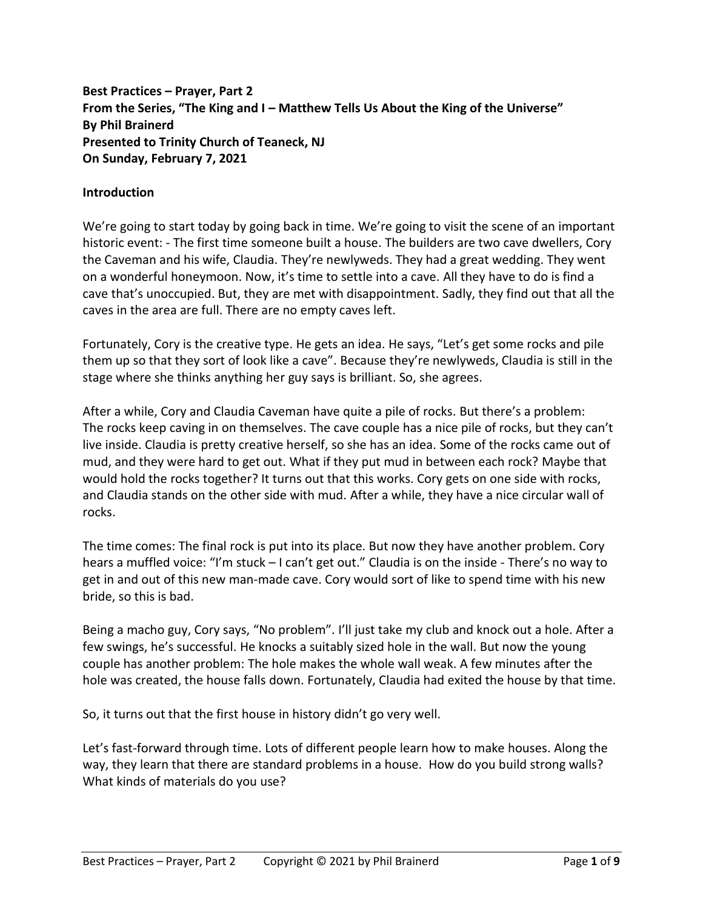**Best Practices – Prayer, Part 2**
**From the Series, "The King and I – Matthew Tells Us About the King of the Universe"**
**By Phil Brainerd**
**Presented to Trinity Church of Teaneck, NJ**
**On Sunday, February 7, 2021**

**Introduction**

We're going to start today by going back in time. We're going to visit the scene of an important historic event: - The first time someone built a house. The builders are two cave dwellers, Cory the Caveman and his wife, Claudia. They're newlyweds. They had a great wedding. They went on a wonderful honeymoon. Now, it's time to settle into a cave. All they have to do is find a cave that's unoccupied. But, they are met with disappointment. Sadly, they find out that all the caves in the area are full. There are no empty caves left.

Fortunately, Cory is the creative type. He gets an idea. He says, "Let's get some rocks and pile them up so that they sort of look like a cave". Because they're newlyweds, Claudia is still in the stage where she thinks anything her guy says is brilliant. So, she agrees.

After a while, Cory and Claudia Caveman have quite a pile of rocks. But there's a problem: The rocks keep caving in on themselves. The cave couple has a nice pile of rocks, but they can't live inside. Claudia is pretty creative herself, so she has an idea. Some of the rocks came out of mud, and they were hard to get out. What if they put mud in between each rock? Maybe that would hold the rocks together? It turns out that this works. Cory gets on one side with rocks, and Claudia stands on the other side with mud. After a while, they have a nice circular wall of rocks.

The time comes: The final rock is put into its place. But now they have another problem. Cory hears a muffled voice: "I'm stuck – I can't get out." Claudia is on the inside - There's no way to get in and out of this new man-made cave. Cory would sort of like to spend time with his new bride, so this is bad.

Being a macho guy, Cory says, "No problem". I'll just take my club and knock out a hole. After a few swings, he's successful. He knocks a suitably sized hole in the wall. But now the young couple has another problem: The hole makes the whole wall weak. A few minutes after the hole was created, the house falls down. Fortunately, Claudia had exited the house by that time.

So, it turns out that the first house in history didn't go very well.

Let's fast-forward through time. Lots of different people learn how to make houses. Along the way, they learn that there are standard problems in a house. How do you build strong walls? What kinds of materials do you use?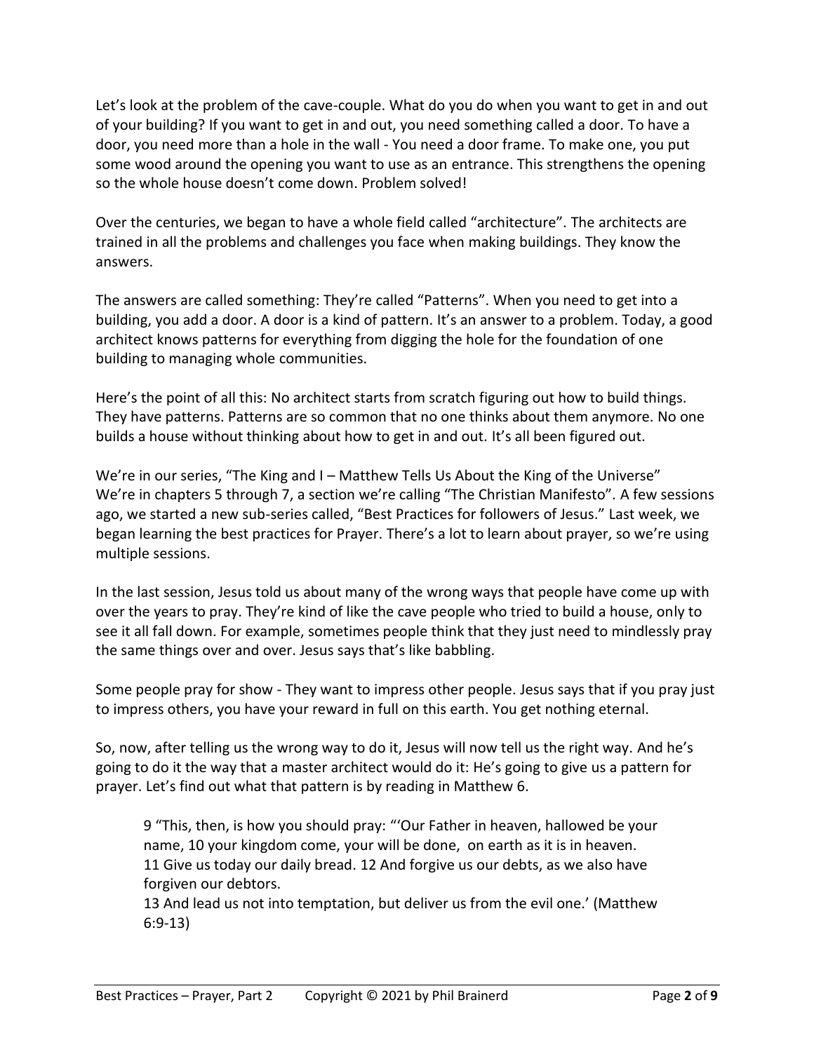Let's look at the problem of the cave-couple. What do you do when you want to get in and out of your building? If you want to get in and out, you need something called a door. To have a door, you need more than a hole in the wall - You need a door frame. To make one, you put some wood around the opening you want to use as an entrance. This strengthens the opening so the whole house doesn't come down. Problem solved!

Over the centuries, we began to have a whole field called "architecture". The architects are trained in all the problems and challenges you face when making buildings. They know the answers.

The answers are called something: They're called "Patterns". When you need to get into a building, you add a door. A door is a kind of pattern. It's an answer to a problem. Today, a good architect knows patterns for everything from digging the hole for the foundation of one building to managing whole communities.

Here's the point of all this: No architect starts from scratch figuring out how to build things. They have patterns. Patterns are so common that no one thinks about them anymore. No one builds a house without thinking about how to get in and out. It's all been figured out.

We're in our series, "The King and I – Matthew Tells Us About the King of the Universe" We're in chapters 5 through 7, a section we're calling "The Christian Manifesto". A few sessions ago, we started a new sub-series called, "Best Practices for followers of Jesus." Last week, we began learning the best practices for Prayer. There's a lot to learn about prayer, so we're using multiple sessions.

In the last session, Jesus told us about many of the wrong ways that people have come up with over the years to pray. They're kind of like the cave people who tried to build a house, only to see it all fall down. For example, sometimes people think that they just need to mindlessly pray the same things over and over. Jesus says that's like babbling.

Some people pray for show - They want to impress other people. Jesus says that if you pray just to impress others, you have your reward in full on this earth. You get nothing eternal.

So, now, after telling us the wrong way to do it, Jesus will now tell us the right way. And he's going to do it the way that a master architect would do it: He's going to give us a pattern for prayer. Let's find out what that pattern is by reading in Matthew 6.

> 9 "This, then, is how you should pray: "'Our Father in heaven, hallowed be your name, 10 your kingdom come, your will be done, on earth as it is in heaven.
> 11 Give us today our daily bread. 12 And forgive us our debts, as we also have forgiven our debtors.
> 13 And lead us not into temptation, but deliver us from the evil one.' (Matthew 6:9-13)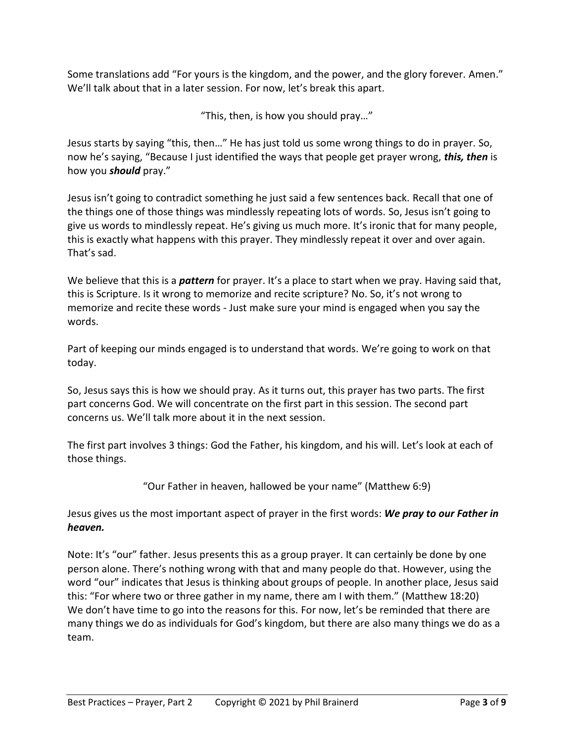Some translations add "For yours is the kingdom, and the power, and the glory forever. Amen." We'll talk about that in a later session. For now, let's break this apart.

"This, then, is how you should pray…"

Jesus starts by saying "this, then…" He has just told us some wrong things to do in prayer. So, now he's saying, "Because I just identified the ways that people get prayer wrong, ***this, then*** is how you ***should*** pray."

Jesus isn't going to contradict something he just said a few sentences back. Recall that one of the things one of those things was mindlessly repeating lots of words. So, Jesus isn't going to give us words to mindlessly repeat. He's giving us much more. It's ironic that for many people, this is exactly what happens with this prayer. They mindlessly repeat it over and over again. That's sad.

We believe that this is a ***pattern*** for prayer. It's a place to start when we pray. Having said that, this is Scripture. Is it wrong to memorize and recite scripture? No. So, it's not wrong to memorize and recite these words - Just make sure your mind is engaged when you say the words.

Part of keeping our minds engaged is to understand that words. We're going to work on that today.

So, Jesus says this is how we should pray. As it turns out, this prayer has two parts. The first part concerns God. We will concentrate on the first part in this session. The second part concerns us. We'll talk more about it in the next session.

The first part involves 3 things: God the Father, his kingdom, and his will. Let's look at each of those things.

"Our Father in heaven, hallowed be your name" (Matthew 6:9)

Jesus gives us the most important aspect of prayer in the first words: ***We pray to our Father in heaven.***

Note: It's "our" father. Jesus presents this as a group prayer. It can certainly be done by one person alone. There's nothing wrong with that and many people do that. However, using the word "our" indicates that Jesus is thinking about groups of people. In another place, Jesus said this: "For where two or three gather in my name, there am I with them." (Matthew 18:20) We don't have time to go into the reasons for this. For now, let's be reminded that there are many things we do as individuals for God's kingdom, but there are also many things we do as a team.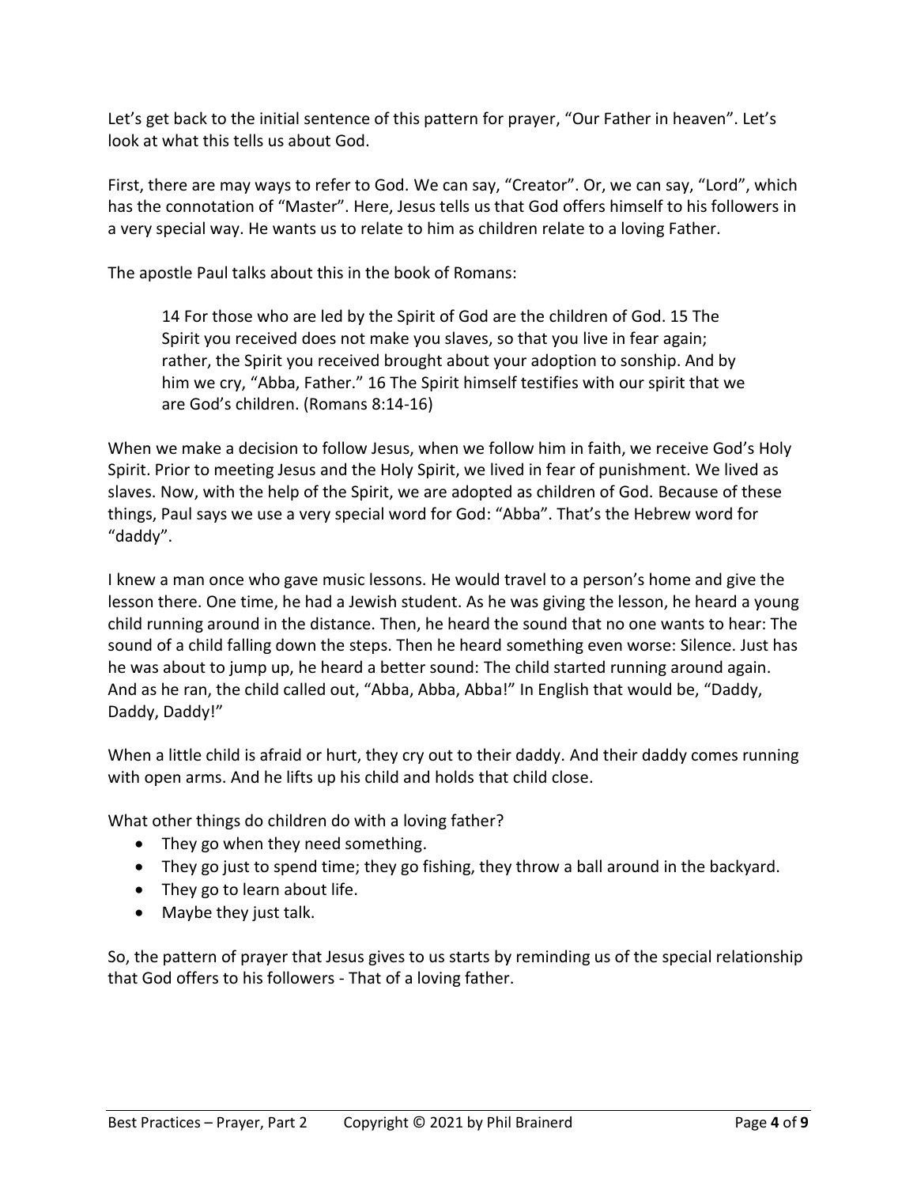Let's get back to the initial sentence of this pattern for prayer, "Our Father in heaven". Let's look at what this tells us about God.

First, there are may ways to refer to God. We can say, "Creator". Or, we can say, "Lord", which has the connotation of "Master". Here, Jesus tells us that God offers himself to his followers in a very special way. He wants us to relate to him as children relate to a loving Father.

The apostle Paul talks about this in the book of Romans:

> 14 For those who are led by the Spirit of God are the children of God. 15 The Spirit you received does not make you slaves, so that you live in fear again; rather, the Spirit you received brought about your adoption to sonship. And by him we cry, "Abba, Father." 16 The Spirit himself testifies with our spirit that we are God's children. (Romans 8:14-16)

When we make a decision to follow Jesus, when we follow him in faith, we receive God's Holy Spirit. Prior to meeting Jesus and the Holy Spirit, we lived in fear of punishment. We lived as slaves. Now, with the help of the Spirit, we are adopted as children of God. Because of these things, Paul says we use a very special word for God: "Abba". That's the Hebrew word for "daddy".

I knew a man once who gave music lessons. He would travel to a person's home and give the lesson there. One time, he had a Jewish student. As he was giving the lesson, he heard a young child running around in the distance. Then, he heard the sound that no one wants to hear: The sound of a child falling down the steps. Then he heard something even worse: Silence. Just has he was about to jump up, he heard a better sound: The child started running around again. And as he ran, the child called out, "Abba, Abba, Abba!" In English that would be, "Daddy, Daddy, Daddy!"

When a little child is afraid or hurt, they cry out to their daddy. And their daddy comes running with open arms. And he lifts up his child and holds that child close.

What other things do children do with a loving father?

- They go when they need something.
- They go just to spend time; they go fishing, they throw a ball around in the backyard.
- They go to learn about life.
- Maybe they just talk.

So, the pattern of prayer that Jesus gives to us starts by reminding us of the special relationship that God offers to his followers - That of a loving father.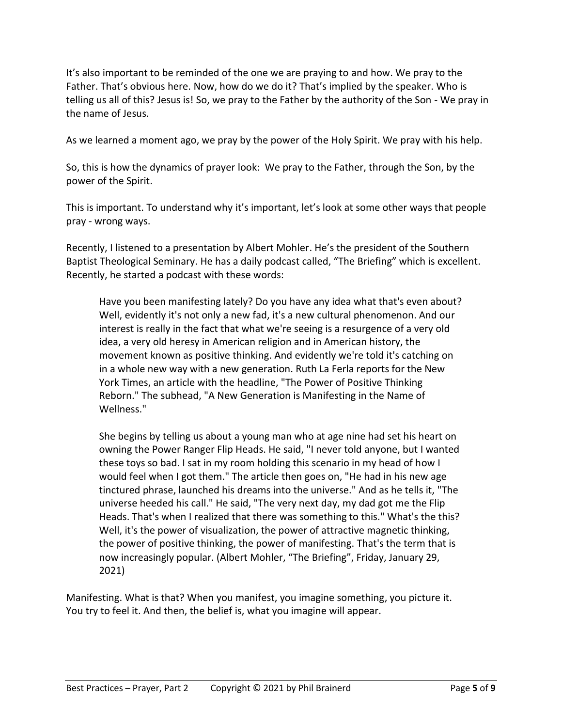It's also important to be reminded of the one we are praying to and how. We pray to the Father. That's obvious here. Now, how do we do it? That's implied by the speaker. Who is telling us all of this? Jesus is! So, we pray to the Father by the authority of the Son - We pray in the name of Jesus.

As we learned a moment ago, we pray by the power of the Holy Spirit. We pray with his help.

So, this is how the dynamics of prayer look: We pray to the Father, through the Son, by the power of the Spirit.

This is important. To understand why it's important, let's look at some other ways that people pray - wrong ways.

Recently, I listened to a presentation by Albert Mohler. He's the president of the Southern Baptist Theological Seminary. He has a daily podcast called, "The Briefing" which is excellent. Recently, he started a podcast with these words:

> Have you been manifesting lately? Do you have any idea what that's even about? Well, evidently it's not only a new fad, it's a new cultural phenomenon. And our interest is really in the fact that what we're seeing is a resurgence of a very old idea, a very old heresy in American religion and in American history, the movement known as positive thinking. And evidently we're told it's catching on in a whole new way with a new generation. Ruth La Ferla reports for the New York Times, an article with the headline, "The Power of Positive Thinking Reborn." The subhead, "A New Generation is Manifesting in the Name of Wellness."
>
> She begins by telling us about a young man who at age nine had set his heart on owning the Power Ranger Flip Heads. He said, "I never told anyone, but I wanted these toys so bad. I sat in my room holding this scenario in my head of how I would feel when I got them." The article then goes on, "He had in his new age tinctured phrase, launched his dreams into the universe." And as he tells it, "The universe heeded his call." He said, "The very next day, my dad got me the Flip Heads. That's when I realized that there was something to this." What's the this? Well, it's the power of visualization, the power of attractive magnetic thinking, the power of positive thinking, the power of manifesting. That's the term that is now increasingly popular. (Albert Mohler, "The Briefing", Friday, January 29, 2021)

Manifesting. What is that? When you manifest, you imagine something, you picture it. You try to feel it. And then, the belief is, what you imagine will appear.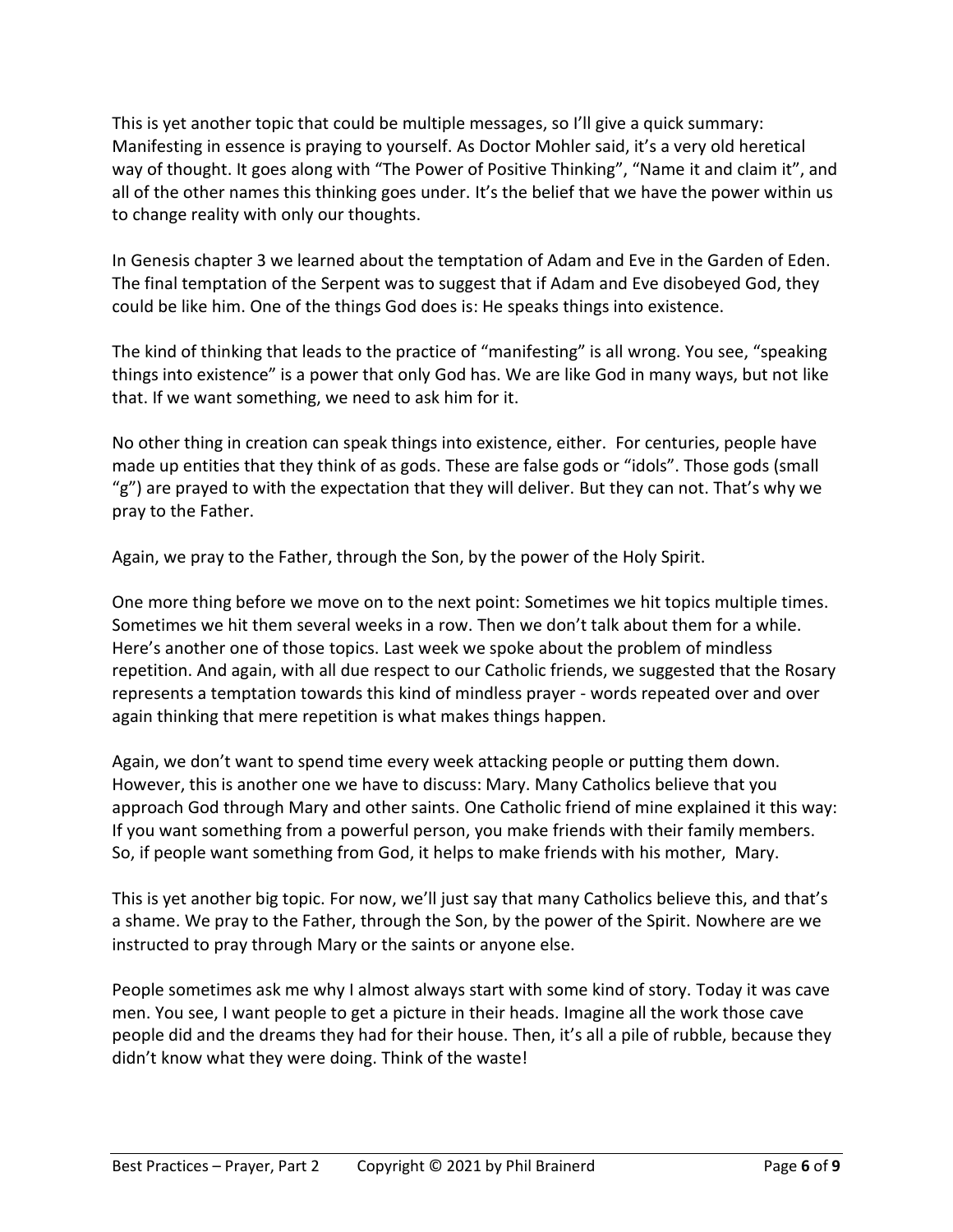This is yet another topic that could be multiple messages, so I'll give a quick summary: Manifesting in essence is praying to yourself. As Doctor Mohler said, it's a very old heretical way of thought. It goes along with "The Power of Positive Thinking", "Name it and claim it", and all of the other names this thinking goes under. It's the belief that we have the power within us to change reality with only our thoughts.

In Genesis chapter 3 we learned about the temptation of Adam and Eve in the Garden of Eden. The final temptation of the Serpent was to suggest that if Adam and Eve disobeyed God, they could be like him. One of the things God does is: He speaks things into existence.

The kind of thinking that leads to the practice of "manifesting" is all wrong. You see, "speaking things into existence" is a power that only God has. We are like God in many ways, but not like that. If we want something, we need to ask him for it.

No other thing in creation can speak things into existence, either. For centuries, people have made up entities that they think of as gods. These are false gods or "idols". Those gods (small "g") are prayed to with the expectation that they will deliver. But they can not. That's why we pray to the Father.

Again, we pray to the Father, through the Son, by the power of the Holy Spirit.

One more thing before we move on to the next point: Sometimes we hit topics multiple times. Sometimes we hit them several weeks in a row. Then we don't talk about them for a while. Here's another one of those topics. Last week we spoke about the problem of mindless repetition. And again, with all due respect to our Catholic friends, we suggested that the Rosary represents a temptation towards this kind of mindless prayer - words repeated over and over again thinking that mere repetition is what makes things happen.

Again, we don't want to spend time every week attacking people or putting them down. However, this is another one we have to discuss: Mary. Many Catholics believe that you approach God through Mary and other saints. One Catholic friend of mine explained it this way: If you want something from a powerful person, you make friends with their family members. So, if people want something from God, it helps to make friends with his mother, Mary.

This is yet another big topic. For now, we'll just say that many Catholics believe this, and that's a shame. We pray to the Father, through the Son, by the power of the Spirit. Nowhere are we instructed to pray through Mary or the saints or anyone else.

People sometimes ask me why I almost always start with some kind of story. Today it was cave men. You see, I want people to get a picture in their heads. Imagine all the work those cave people did and the dreams they had for their house. Then, it's all a pile of rubble, because they didn't know what they were doing. Think of the waste!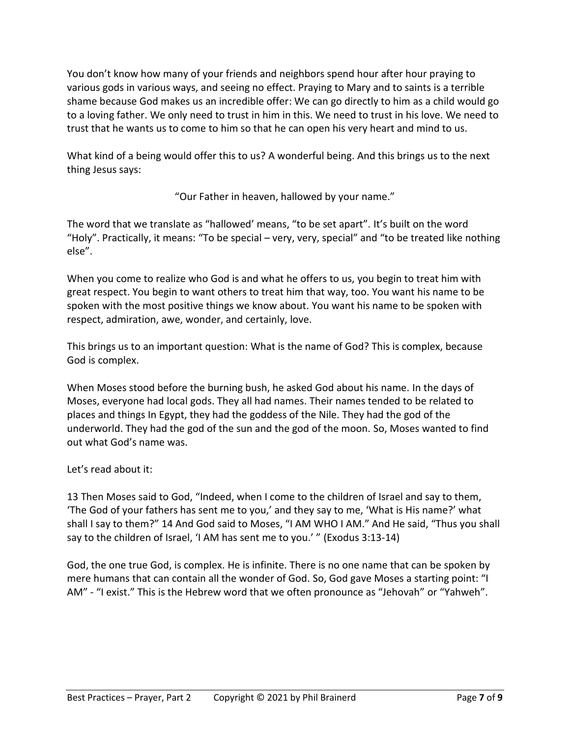You don't know how many of your friends and neighbors spend hour after hour praying to various gods in various ways, and seeing no effect. Praying to Mary and to saints is a terrible shame because God makes us an incredible offer: We can go directly to him as a child would go to a loving father. We only need to trust in him in this. We need to trust in his love. We need to trust that he wants us to come to him so that he can open his very heart and mind to us.

What kind of a being would offer this to us? A wonderful being. And this brings us to the next thing Jesus says:

"Our Father in heaven, hallowed by your name."

The word that we translate as "hallowed' means, "to be set apart". It's built on the word "Holy". Practically, it means: "To be special – very, very, special" and "to be treated like nothing else".

When you come to realize who God is and what he offers to us, you begin to treat him with great respect. You begin to want others to treat him that way, too. You want his name to be spoken with the most positive things we know about. You want his name to be spoken with respect, admiration, awe, wonder, and certainly, love.

This brings us to an important question: What is the name of God? This is complex, because God is complex.

When Moses stood before the burning bush, he asked God about his name. In the days of Moses, everyone had local gods. They all had names. Their names tended to be related to places and things In Egypt, they had the goddess of the Nile. They had the god of the underworld. They had the god of the sun and the god of the moon. So, Moses wanted to find out what God's name was.

Let's read about it:

13 Then Moses said to God, "Indeed, when I come to the children of Israel and say to them, 'The God of your fathers has sent me to you,' and they say to me, 'What is His name?' what shall I say to them?" 14 And God said to Moses, "I AM WHO I AM." And He said, "Thus you shall say to the children of Israel, 'I AM has sent me to you.' " (Exodus 3:13-14)

God, the one true God, is complex. He is infinite. There is no one name that can be spoken by mere humans that can contain all the wonder of God. So, God gave Moses a starting point: "I AM" - "I exist." This is the Hebrew word that we often pronounce as "Jehovah" or "Yahweh".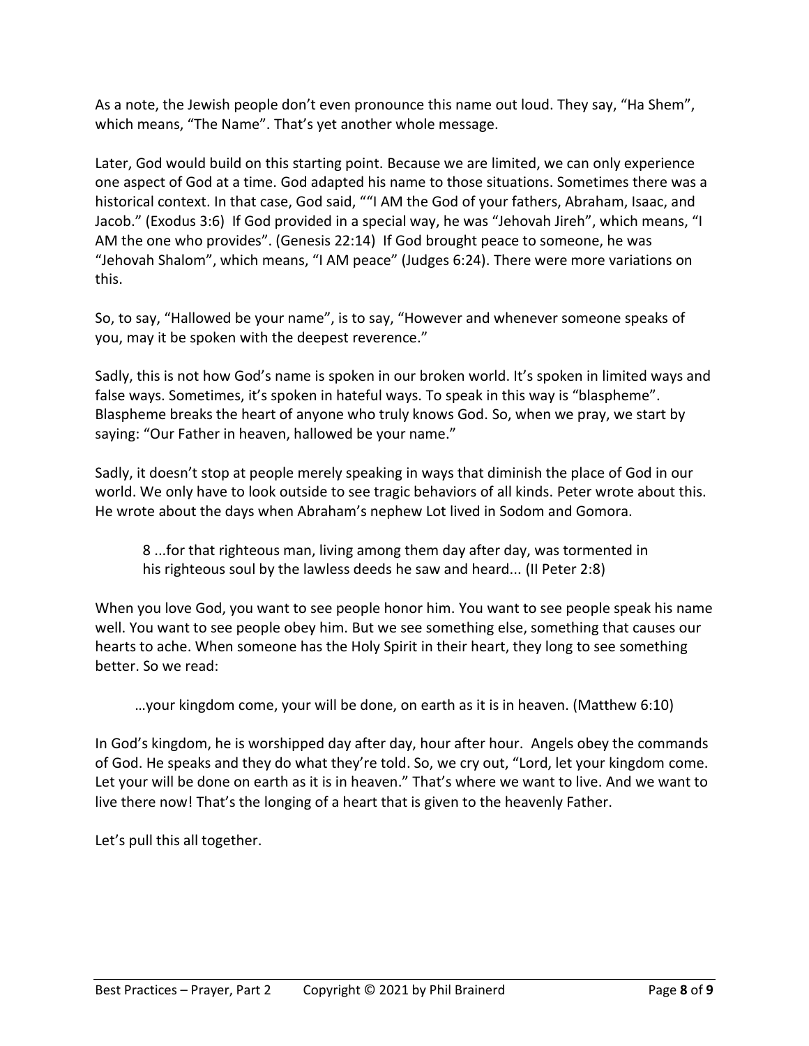As a note, the Jewish people don't even pronounce this name out loud. They say, "Ha Shem", which means, "The Name". That's yet another whole message.

Later, God would build on this starting point. Because we are limited, we can only experience one aspect of God at a time. God adapted his name to those situations. Sometimes there was a historical context. In that case, God said, ""I AM the God of your fathers, Abraham, Isaac, and Jacob." (Exodus 3:6) If God provided in a special way, he was "Jehovah Jireh", which means, "I AM the one who provides". (Genesis 22:14) If God brought peace to someone, he was "Jehovah Shalom", which means, "I AM peace" (Judges 6:24). There were more variations on this.

So, to say, "Hallowed be your name", is to say, "However and whenever someone speaks of you, may it be spoken with the deepest reverence."

Sadly, this is not how God's name is spoken in our broken world. It's spoken in limited ways and false ways. Sometimes, it's spoken in hateful ways. To speak in this way is "blaspheme". Blaspheme breaks the heart of anyone who truly knows God. So, when we pray, we start by saying: "Our Father in heaven, hallowed be your name."

Sadly, it doesn't stop at people merely speaking in ways that diminish the place of God in our world. We only have to look outside to see tragic behaviors of all kinds. Peter wrote about this. He wrote about the days when Abraham's nephew Lot lived in Sodom and Gomora.

> 8 ...for that righteous man, living among them day after day, was tormented in his righteous soul by the lawless deeds he saw and heard... (II Peter 2:8)

When you love God, you want to see people honor him. You want to see people speak his name well. You want to see people obey him. But we see something else, something that causes our hearts to ache. When someone has the Holy Spirit in their heart, they long to see something better. So we read:

> …your kingdom come, your will be done, on earth as it is in heaven. (Matthew 6:10)

In God's kingdom, he is worshipped day after day, hour after hour. Angels obey the commands of God. He speaks and they do what they're told. So, we cry out, "Lord, let your kingdom come. Let your will be done on earth as it is in heaven." That's where we want to live. And we want to live there now! That's the longing of a heart that is given to the heavenly Father.

Let's pull this all together.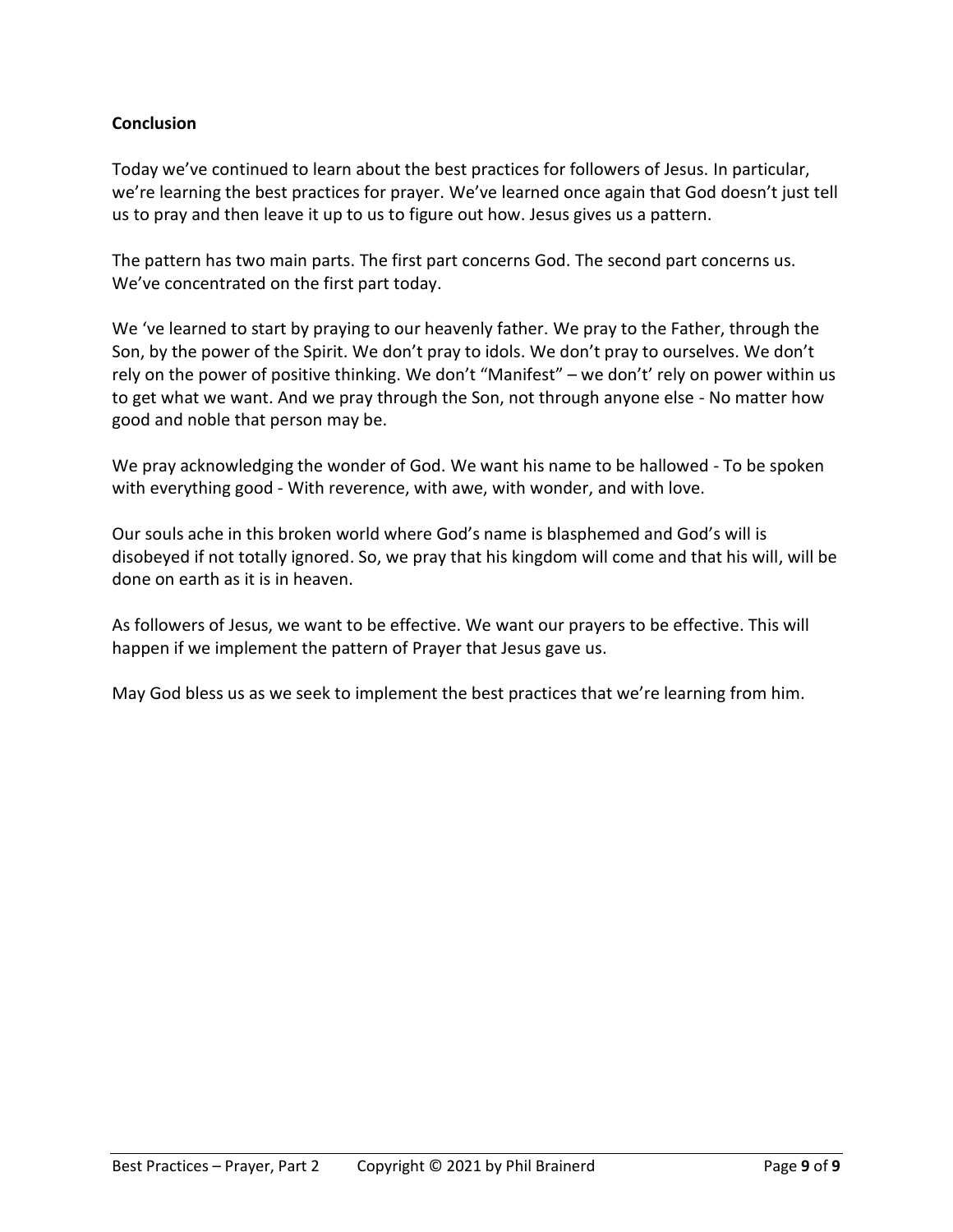**Conclusion**

Today we've continued to learn about the best practices for followers of Jesus. In particular, we're learning the best practices for prayer. We've learned once again that God doesn't just tell us to pray and then leave it up to us to figure out how. Jesus gives us a pattern.

The pattern has two main parts. The first part concerns God. The second part concerns us. We've concentrated on the first part today.

We 've learned to start by praying to our heavenly father. We pray to the Father, through the Son, by the power of the Spirit. We don't pray to idols. We don't pray to ourselves. We don't rely on the power of positive thinking. We don't "Manifest" – we don't' rely on power within us to get what we want. And we pray through the Son, not through anyone else - No matter how good and noble that person may be.

We pray acknowledging the wonder of God. We want his name to be hallowed - To be spoken with everything good - With reverence, with awe, with wonder, and with love.

Our souls ache in this broken world where God's name is blasphemed and God's will is disobeyed if not totally ignored. So, we pray that his kingdom will come and that his will, will be done on earth as it is in heaven.

As followers of Jesus, we want to be effective. We want our prayers to be effective. This will happen if we implement the pattern of Prayer that Jesus gave us.

May God bless us as we seek to implement the best practices that we're learning from him.